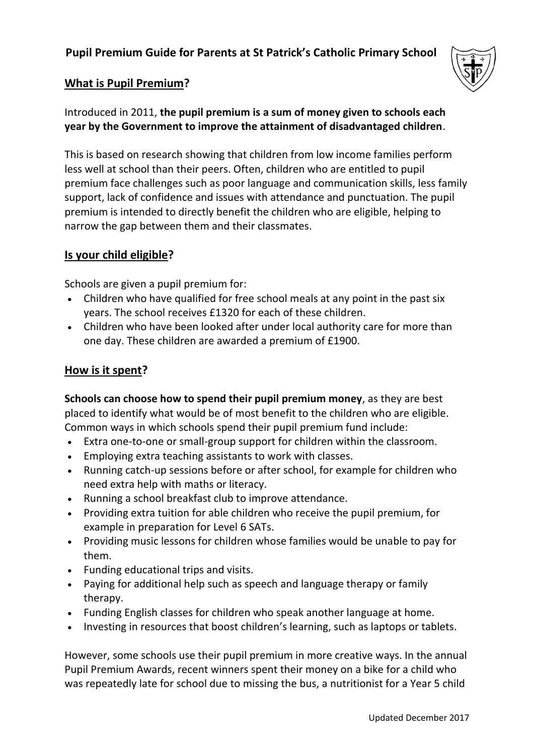# Pupil Premium Guide for Parents at St Patrick's Catholic Primary School

## What is Pupil Premium?

Introduced in 2011, **the pupil premium is a sum of money given to schools each year by the Government to improve the attainment of disadvantaged children**.

This is based on research showing that children from low income families perform less well at school than their peers. Often, children who are entitled to pupil premium face challenges such as poor language and communication skills, less family support, lack of confidence and issues with attendance and punctuation. The pupil premium is intended to directly benefit the children who are eligible, helping to narrow the gap between them and their classmates.

## Is your child eligible?

Schools are given a pupil premium for:

- Children who have qualified for free school meals at any point in the past six years. The school receives £1320 for each of these children.
- Children who have been looked after under local authority care for more than one day. These children are awarded a premium of £1900.

## How is it spent?

**Schools can choose how to spend their pupil premium money**, as they are best placed to identify what would be of most benefit to the children who are eligible. Common ways in which schools spend their pupil premium fund include:

- Extra one-to-one or small-group support for children within the classroom.
- Employing extra teaching assistants to work with classes.
- Running catch-up sessions before or after school, for example for children who need extra help with maths or literacy.
- Running a school breakfast club to improve attendance.
- Providing extra tuition for able children who receive the pupil premium, for example in preparation for Level 6 SATs.
- Providing music lessons for children whose families would be unable to pay for them.
- Funding educational trips and visits.
- Paying for additional help such as speech and language therapy or family therapy.
- Funding English classes for children who speak another language at home.
- Investing in resources that boost children's learning, such as laptops or tablets.

However, some schools use their pupil premium in more creative ways. In the annual Pupil Premium Awards, recent winners spent their money on a bike for a child who was repeatedly late for school due to missing the bus, a nutritionist for a Year 5 child

Updated December 2017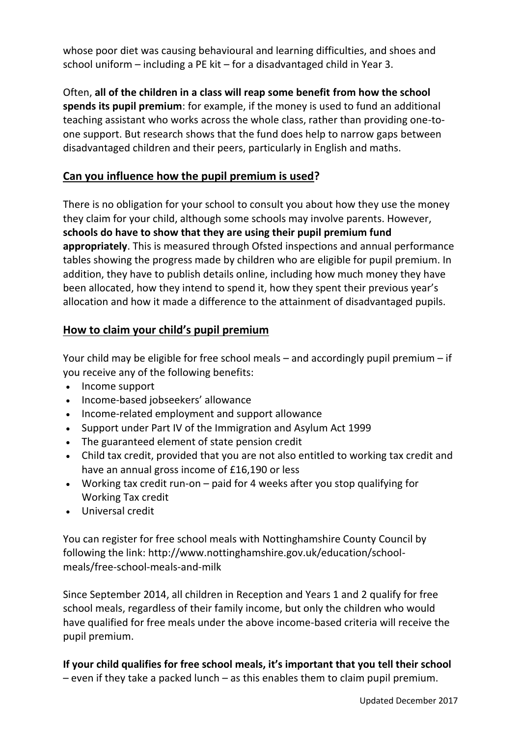whose poor diet was causing behavioural and learning difficulties, and shoes and school uniform – including a PE kit – for a disadvantaged child in Year 3.

Often, **all of the children in a class will reap some benefit from how the school spends its pupil premium**: for example, if the money is used to fund an additional teaching assistant who works across the whole class, rather than providing one-to-one support. But research shows that the fund does help to narrow gaps between disadvantaged children and their peers, particularly in English and maths.

## Can you influence how the pupil premium is used?

There is no obligation for your school to consult you about how they use the money they claim for your child, although some schools may involve parents. However, **schools do have to show that they are using their pupil premium fund appropriately**. This is measured through Ofsted inspections and annual performance tables showing the progress made by children who are eligible for pupil premium. In addition, they have to publish details online, including how much money they have been allocated, how they intend to spend it, how they spent their previous year's allocation and how it made a difference to the attainment of disadvantaged pupils.

## How to claim your child's pupil premium

Your child may be eligible for free school meals – and accordingly pupil premium – if you receive any of the following benefits:

- Income support
- Income-based jobseekers' allowance
- Income-related employment and support allowance
- Support under Part IV of the Immigration and Asylum Act 1999
- The guaranteed element of state pension credit
- Child tax credit, provided that you are not also entitled to working tax credit and have an annual gross income of £16,190 or less
- Working tax credit run-on – paid for 4 weeks after you stop qualifying for Working Tax credit
- Universal credit

You can register for free school meals with Nottinghamshire County Council by following the link: http://www.nottinghamshire.gov.uk/education/school-meals/free-school-meals-and-milk

Since September 2014, all children in Reception and Years 1 and 2 qualify for free school meals, regardless of their family income, but only the children who would have qualified for free meals under the above income-based criteria will receive the pupil premium.

**If your child qualifies for free school meals, it's important that you tell their school** – even if they take a packed lunch – as this enables them to claim pupil premium.

Updated December 2017